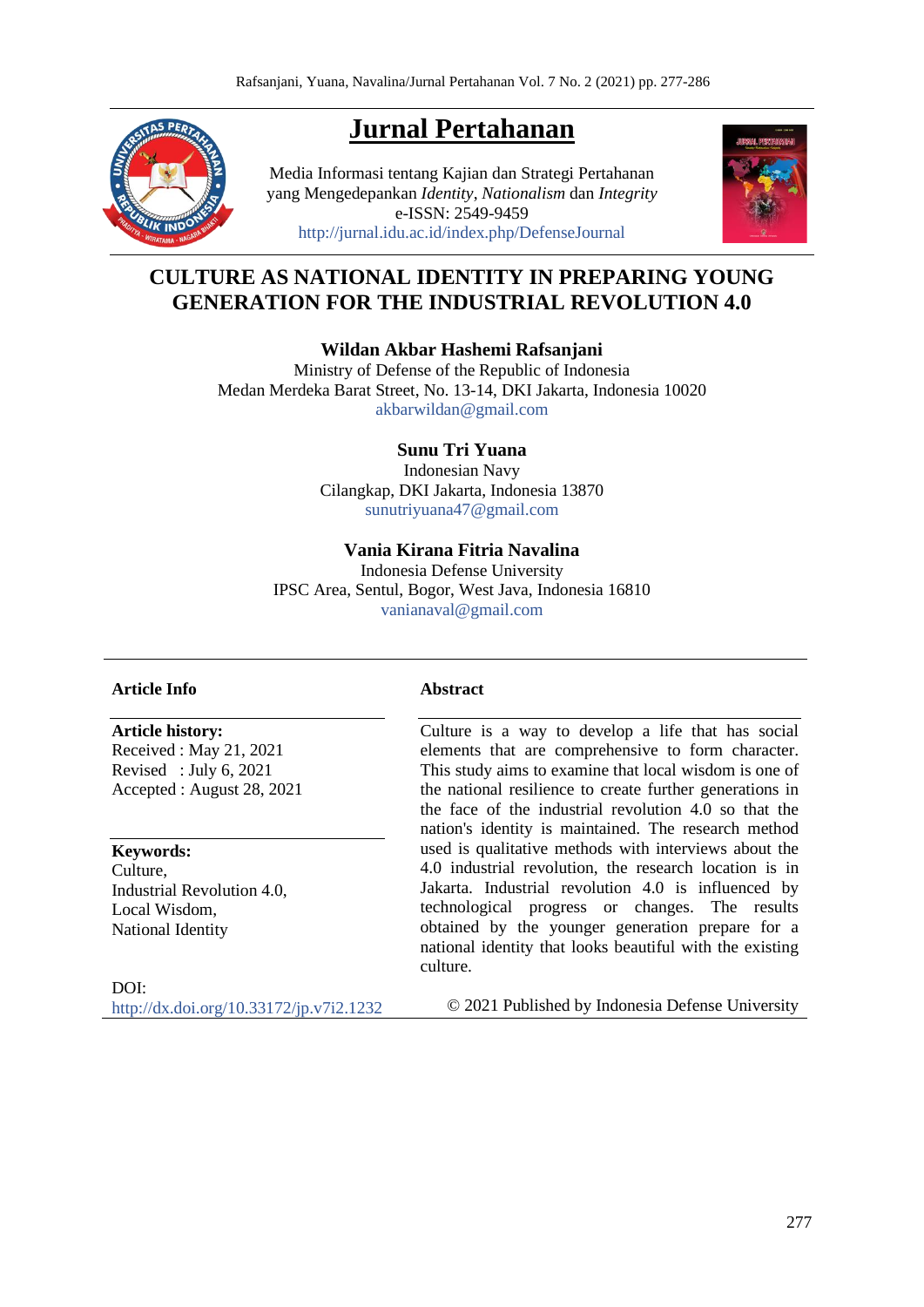# Jurnal Pertahanan

Media Informasi tentang Kajian dan Strategi Pertahanan
yang Mengedepankan *Identity*, *Nationalism* dan *Integrity*
e-ISSN: 2549-9459
http://jurnal.idu.ac.id/index.php/DefenseJournal

## CULTURE AS NATIONAL IDENTITY IN PREPARING YOUNG GENERATION FOR THE INDUSTRIAL REVOLUTION 4.0

**Wildan Akbar Hashemi Rafsanjani**
Ministry of Defense of the Republic of Indonesia
Medan Merdeka Barat Street, No. 13-14, DKI Jakarta, Indonesia 10020
akbarwildan@gmail.com

**Sunu Tri Yuana**
Indonesian Navy
Cilangkap, DKI Jakarta, Indonesia 13870
sunutriyuana47@gmail.com

**Vania Kirana Fitria Navalina**
Indonesia Defense University
IPSC Area, Sentul, Bogor, West Java, Indonesia 16810
vanianaval@gmail.com

### Article Info

**Article history:**
Received : May 21, 2021
Revised : July 6, 2021
Accepted : August 28, 2021

**Keywords:**
Culture,
Industrial Revolution 4.0,
Local Wisdom,
National Identity

DOI:
http://dx.doi.org/10.33172/jp.v7i2.1232

### Abstract

Culture is a way to develop a life that has social elements that are comprehensive to form character. This study aims to examine that local wisdom is one of the national resilience to create further generations in the face of the industrial revolution 4.0 so that the nation's identity is maintained. The research method used is qualitative methods with interviews about the 4.0 industrial revolution, the research location is in Jakarta. Industrial revolution 4.0 is influenced by technological progress or changes. The results obtained by the younger generation prepare for a national identity that looks beautiful with the existing culture.

© 2021 Published by Indonesia Defense University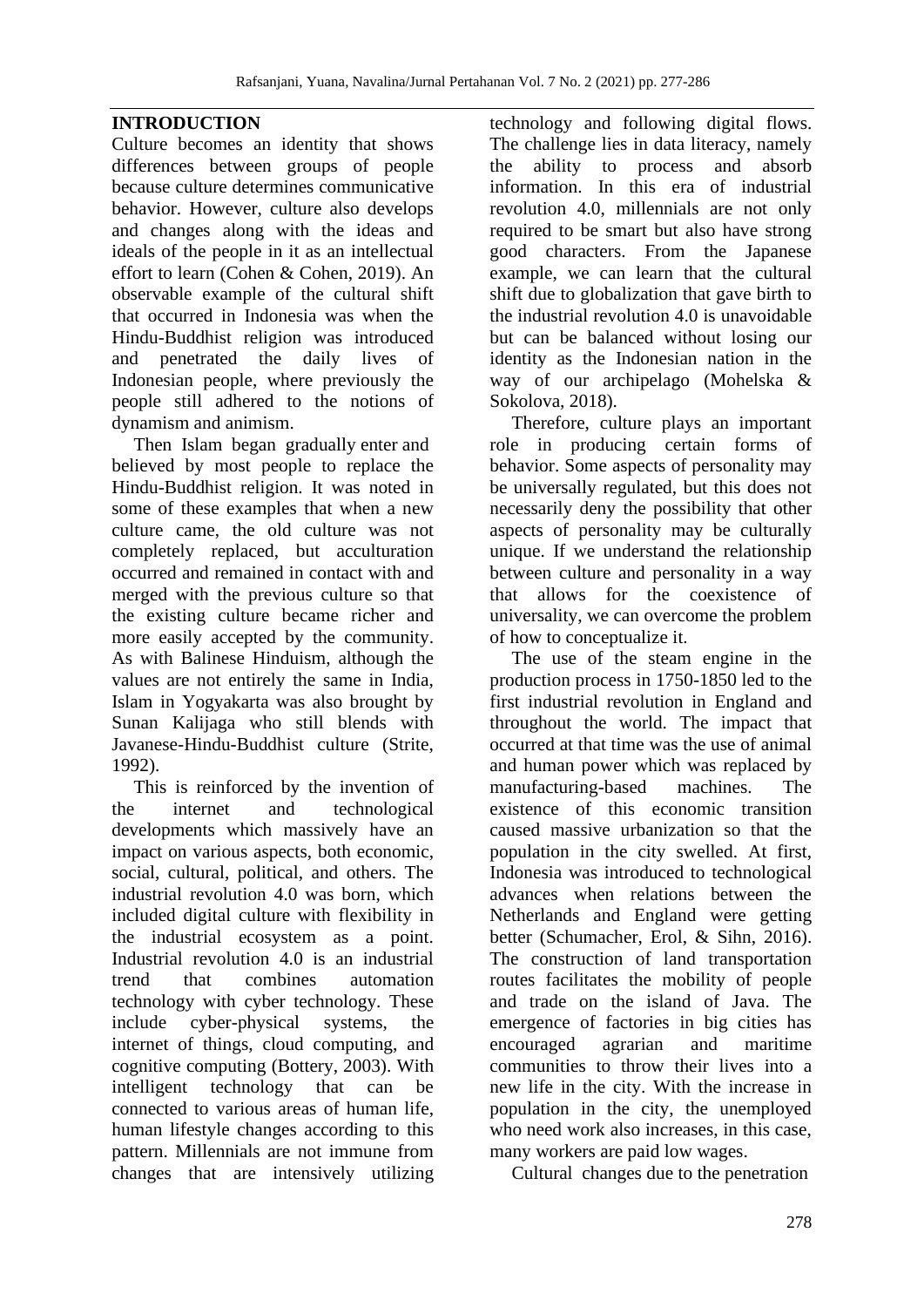## INTRODUCTION

Culture becomes an identity that shows differences between groups of people because culture determines communicative behavior. However, culture also develops and changes along with the ideas and ideals of the people in it as an intellectual effort to learn (Cohen & Cohen, 2019). An observable example of the cultural shift that occurred in Indonesia was when the Hindu-Buddhist religion was introduced and penetrated the daily lives of Indonesian people, where previously the people still adhered to the notions of dynamism and animism.

Then Islam began gradually enter and believed by most people to replace the Hindu-Buddhist religion. It was noted in some of these examples that when a new culture came, the old culture was not completely replaced, but acculturation occurred and remained in contact with and merged with the previous culture so that the existing culture became richer and more easily accepted by the community. As with Balinese Hinduism, although the values are not entirely the same in India, Islam in Yogyakarta was also brought by Sunan Kalijaga who still blends with Javanese-Hindu-Buddhist culture (Strite, 1992).

This is reinforced by the invention of the internet and technological developments which massively have an impact on various aspects, both economic, social, cultural, political, and others. The industrial revolution 4.0 was born, which included digital culture with flexibility in the industrial ecosystem as a point. Industrial revolution 4.0 is an industrial trend that combines automation technology with cyber technology. These include cyber-physical systems, the internet of things, cloud computing, and cognitive computing (Bottery, 2003). With intelligent technology that can be connected to various areas of human life, human lifestyle changes according to this pattern. Millennials are not immune from changes that are intensively utilizing technology and following digital flows. The challenge lies in data literacy, namely the ability to process and absorb information. In this era of industrial revolution 4.0, millennials are not only required to be smart but also have strong good characters. From the Japanese example, we can learn that the cultural shift due to globalization that gave birth to the industrial revolution 4.0 is unavoidable but can be balanced without losing our identity as the Indonesian nation in the way of our archipelago (Mohelska & Sokolova, 2018).

Therefore, culture plays an important role in producing certain forms of behavior. Some aspects of personality may be universally regulated, but this does not necessarily deny the possibility that other aspects of personality may be culturally unique. If we understand the relationship between culture and personality in a way that allows for the coexistence of universality, we can overcome the problem of how to conceptualize it.

The use of the steam engine in the production process in 1750-1850 led to the first industrial revolution in England and throughout the world. The impact that occurred at that time was the use of animal and human power which was replaced by manufacturing-based machines. The existence of this economic transition caused massive urbanization so that the population in the city swelled. At first, Indonesia was introduced to technological advances when relations between the Netherlands and England were getting better (Schumacher, Erol, & Sihn, 2016). The construction of land transportation routes facilitates the mobility of people and trade on the island of Java. The emergence of factories in big cities has encouraged agrarian and maritime communities to throw their lives into a new life in the city. With the increase in population in the city, the unemployed who need work also increases, in this case, many workers are paid low wages.

Cultural changes due to the penetration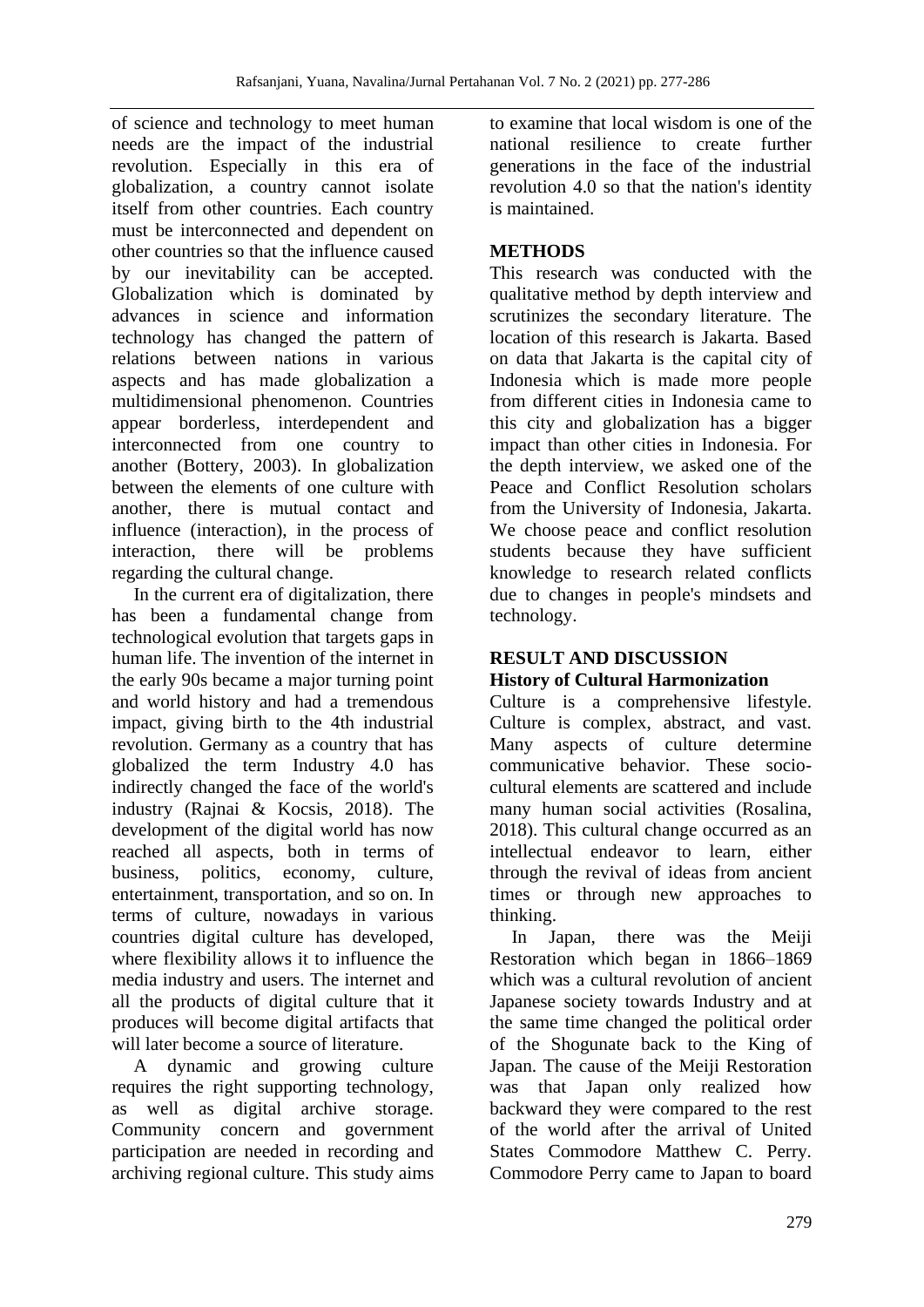of science and technology to meet human needs are the impact of the industrial revolution. Especially in this era of globalization, a country cannot isolate itself from other countries. Each country must be interconnected and dependent on other countries so that the influence caused by our inevitability can be accepted. Globalization which is dominated by advances in science and information technology has changed the pattern of relations between nations in various aspects and has made globalization a multidimensional phenomenon. Countries appear borderless, interdependent and interconnected from one country to another (Bottery, 2003). In globalization between the elements of one culture with another, there is mutual contact and influence (interaction), in the process of interaction, there will be problems regarding the cultural change.

In the current era of digitalization, there has been a fundamental change from technological evolution that targets gaps in human life. The invention of the internet in the early 90s became a major turning point and world history and had a tremendous impact, giving birth to the 4th industrial revolution. Germany as a country that has globalized the term Industry 4.0 has indirectly changed the face of the world's industry (Rajnai & Kocsis, 2018). The development of the digital world has now reached all aspects, both in terms of business, politics, economy, culture, entertainment, transportation, and so on. In terms of culture, nowadays in various countries digital culture has developed, where flexibility allows it to influence the media industry and users. The internet and all the products of digital culture that it produces will become digital artifacts that will later become a source of literature.

A dynamic and growing culture requires the right supporting technology, as well as digital archive storage. Community concern and government participation are needed in recording and archiving regional culture. This study aims to examine that local wisdom is one of the national resilience to create further generations in the face of the industrial revolution 4.0 so that the nation's identity is maintained.

## METHODS

This research was conducted with the qualitative method by depth interview and scrutinizes the secondary literature. The location of this research is Jakarta. Based on data that Jakarta is the capital city of Indonesia which is made more people from different cities in Indonesia came to this city and globalization has a bigger impact than other cities in Indonesia. For the depth interview, we asked one of the Peace and Conflict Resolution scholars from the University of Indonesia, Jakarta. We choose peace and conflict resolution students because they have sufficient knowledge to research related conflicts due to changes in people's mindsets and technology.

## RESULT AND DISCUSSION

### History of Cultural Harmonization

Culture is a comprehensive lifestyle. Culture is complex, abstract, and vast. Many aspects of culture determine communicative behavior. These socio-cultural elements are scattered and include many human social activities (Rosalina, 2018). This cultural change occurred as an intellectual endeavor to learn, either through the revival of ideas from ancient times or through new approaches to thinking.

In Japan, there was the Meiji Restoration which began in 1866–1869 which was a cultural revolution of ancient Japanese society towards Industry and at the same time changed the political order of the Shogunate back to the King of Japan. The cause of the Meiji Restoration was that Japan only realized how backward they were compared to the rest of the world after the arrival of United States Commodore Matthew C. Perry. Commodore Perry came to Japan to board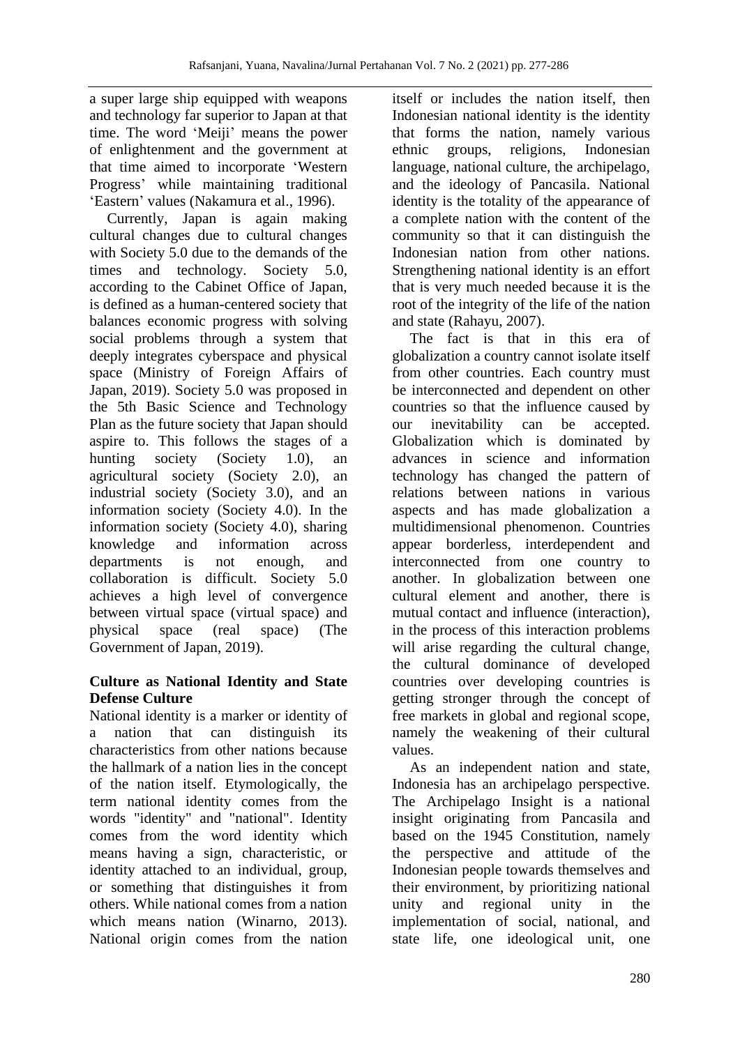a super large ship equipped with weapons and technology far superior to Japan at that time. The word 'Meiji' means the power of enlightenment and the government at that time aimed to incorporate 'Western Progress' while maintaining traditional 'Eastern' values (Nakamura et al., 1996).

Currently, Japan is again making cultural changes due to cultural changes with Society 5.0 due to the demands of the times and technology. Society 5.0, according to the Cabinet Office of Japan, is defined as a human-centered society that balances economic progress with solving social problems through a system that deeply integrates cyberspace and physical space (Ministry of Foreign Affairs of Japan, 2019). Society 5.0 was proposed in the 5th Basic Science and Technology Plan as the future society that Japan should aspire to. This follows the stages of a hunting society (Society 1.0), an agricultural society (Society 2.0), an industrial society (Society 3.0), and an information society (Society 4.0). In the information society (Society 4.0), sharing knowledge and information across departments is not enough, and collaboration is difficult. Society 5.0 achieves a high level of convergence between virtual space (virtual space) and physical space (real space) (The Government of Japan, 2019).

## Culture as National Identity and State Defense Culture

National identity is a marker or identity of a nation that can distinguish its characteristics from other nations because the hallmark of a nation lies in the concept of the nation itself. Etymologically, the term national identity comes from the words "identity" and "national". Identity comes from the word identity which means having a sign, characteristic, or identity attached to an individual, group, or something that distinguishes it from others. While national comes from a nation which means nation (Winarno, 2013). National origin comes from the nation itself or includes the nation itself, then Indonesian national identity is the identity that forms the nation, namely various ethnic groups, religions, Indonesian language, national culture, the archipelago, and the ideology of Pancasila. National identity is the totality of the appearance of a complete nation with the content of the community so that it can distinguish the Indonesian nation from other nations. Strengthening national identity is an effort that is very much needed because it is the root of the integrity of the life of the nation and state (Rahayu, 2007).

The fact is that in this era of globalization a country cannot isolate itself from other countries. Each country must be interconnected and dependent on other countries so that the influence caused by our inevitability can be accepted. Globalization which is dominated by advances in science and information technology has changed the pattern of relations between nations in various aspects and has made globalization a multidimensional phenomenon. Countries appear borderless, interdependent and interconnected from one country to another. In globalization between one cultural element and another, there is mutual contact and influence (interaction), in the process of this interaction problems will arise regarding the cultural change, the cultural dominance of developed countries over developing countries is getting stronger through the concept of free markets in global and regional scope, namely the weakening of their cultural values.

As an independent nation and state, Indonesia has an archipelago perspective. The Archipelago Insight is a national insight originating from Pancasila and based on the 1945 Constitution, namely the perspective and attitude of the Indonesian people towards themselves and their environment, by prioritizing national unity and regional unity in the implementation of social, national, and state life, one ideological unit, one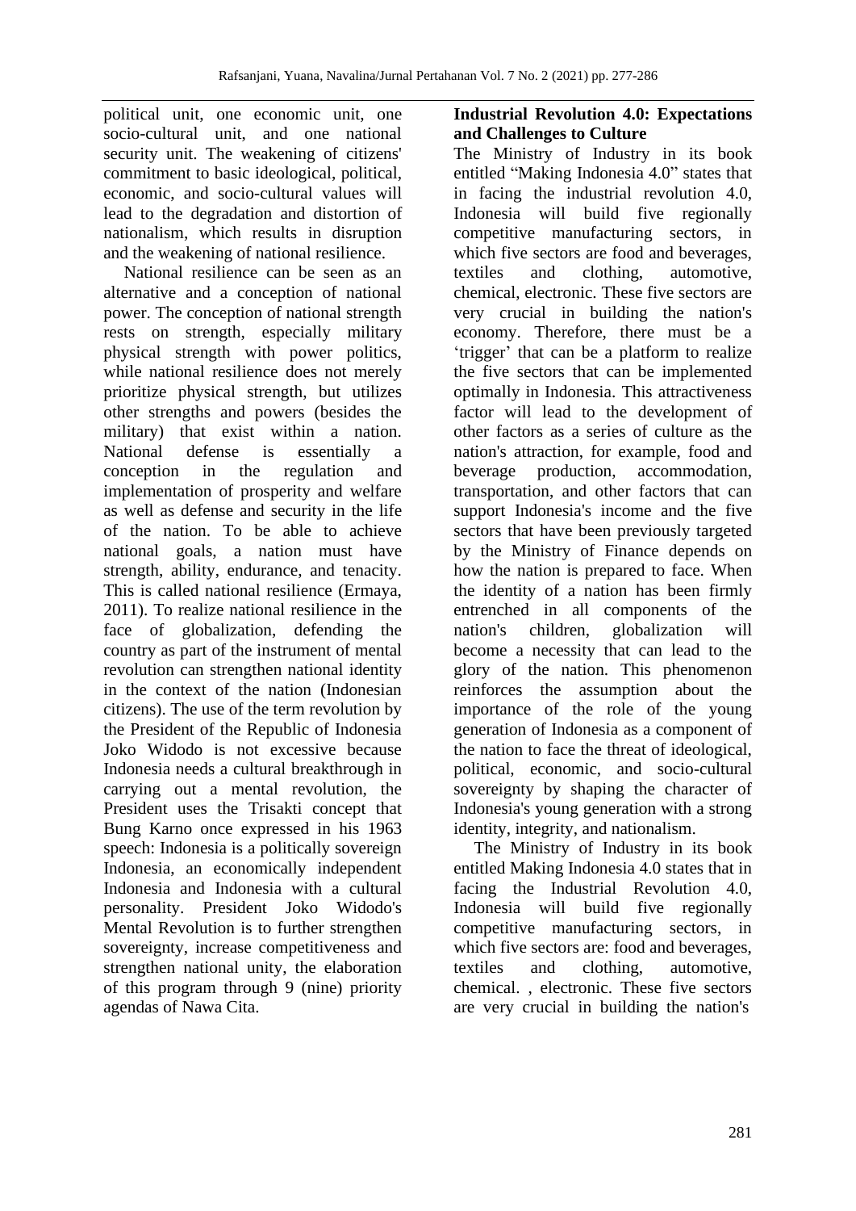political unit, one economic unit, one socio-cultural unit, and one national security unit. The weakening of citizens' commitment to basic ideological, political, economic, and socio-cultural values will lead to the degradation and distortion of nationalism, which results in disruption and the weakening of national resilience.

National resilience can be seen as an alternative and a conception of national power. The conception of national strength rests on strength, especially military physical strength with power politics, while national resilience does not merely prioritize physical strength, but utilizes other strengths and powers (besides the military) that exist within a nation. National defense is essentially a conception in the regulation and implementation of prosperity and welfare as well as defense and security in the life of the nation. To be able to achieve national goals, a nation must have strength, ability, endurance, and tenacity. This is called national resilience (Ermaya, 2011). To realize national resilience in the face of globalization, defending the country as part of the instrument of mental revolution can strengthen national identity in the context of the nation (Indonesian citizens). The use of the term revolution by the President of the Republic of Indonesia Joko Widodo is not excessive because Indonesia needs a cultural breakthrough in carrying out a mental revolution, the President uses the Trisakti concept that Bung Karno once expressed in his 1963 speech: Indonesia is a politically sovereign Indonesia, an economically independent Indonesia and Indonesia with a cultural personality. President Joko Widodo's Mental Revolution is to further strengthen sovereignty, increase competitiveness and strengthen national unity, the elaboration of this program through 9 (nine) priority agendas of Nawa Cita.

## Industrial Revolution 4.0: Expectations and Challenges to Culture

The Ministry of Industry in its book entitled "Making Indonesia 4.0" states that in facing the industrial revolution 4.0, Indonesia will build five regionally competitive manufacturing sectors, in which five sectors are food and beverages, textiles and clothing, automotive, chemical, electronic. These five sectors are very crucial in building the nation's economy. Therefore, there must be a 'trigger' that can be a platform to realize the five sectors that can be implemented optimally in Indonesia. This attractiveness factor will lead to the development of other factors as a series of culture as the nation's attraction, for example, food and beverage production, accommodation, transportation, and other factors that can support Indonesia's income and the five sectors that have been previously targeted by the Ministry of Finance depends on how the nation is prepared to face. When the identity of a nation has been firmly entrenched in all components of the nation's children, globalization will become a necessity that can lead to the glory of the nation. This phenomenon reinforces the assumption about the importance of the role of the young generation of Indonesia as a component of the nation to face the threat of ideological, political, economic, and socio-cultural sovereignty by shaping the character of Indonesia's young generation with a strong identity, integrity, and nationalism.

The Ministry of Industry in its book entitled Making Indonesia 4.0 states that in facing the Industrial Revolution 4.0, Indonesia will build five regionally competitive manufacturing sectors, in which five sectors are: food and beverages, textiles and clothing, automotive, chemical. , electronic. These five sectors are very crucial in building the nation's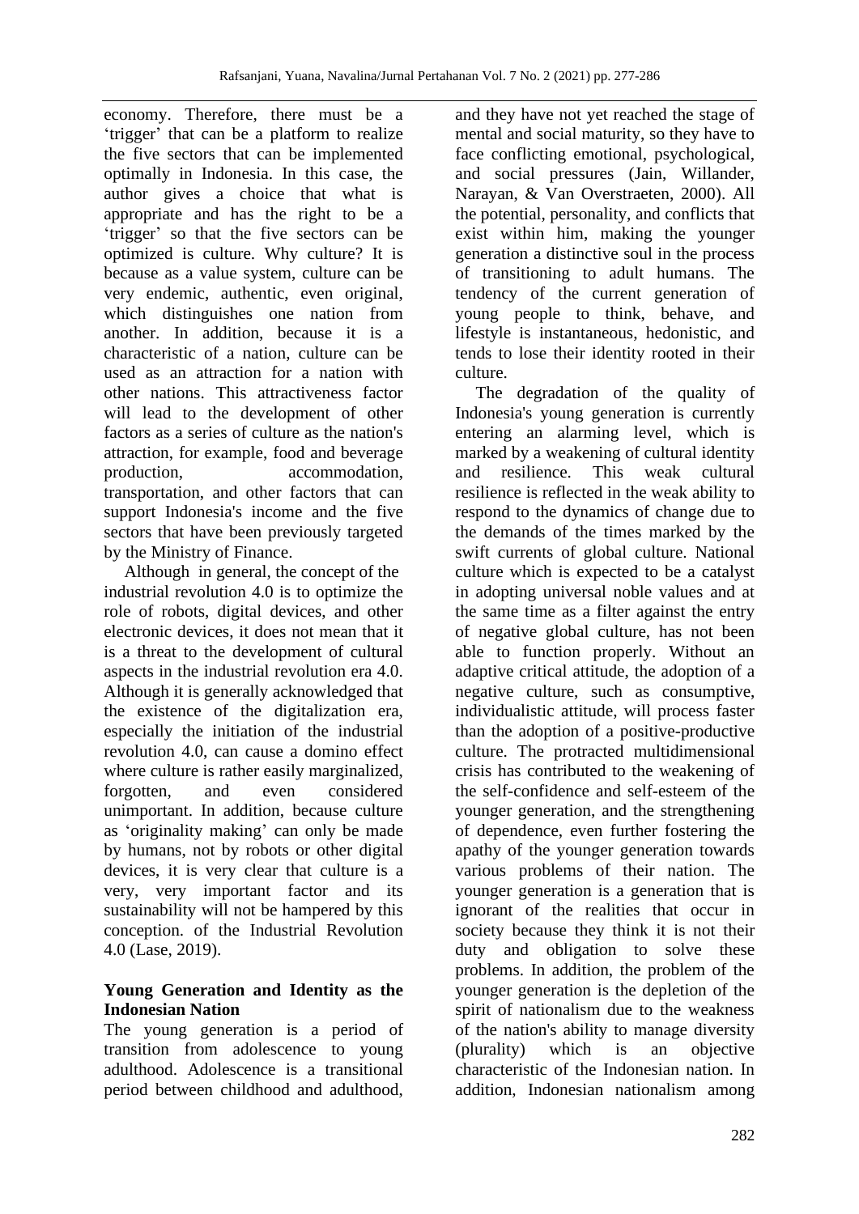economy. Therefore, there must be a 'trigger' that can be a platform to realize the five sectors that can be implemented optimally in Indonesia. In this case, the author gives a choice that what is appropriate and has the right to be a 'trigger' so that the five sectors can be optimized is culture. Why culture? It is because as a value system, culture can be very endemic, authentic, even original, which distinguishes one nation from another. In addition, because it is a characteristic of a nation, culture can be used as an attraction for a nation with other nations. This attractiveness factor will lead to the development of other factors as a series of culture as the nation's attraction, for example, food and beverage production, accommodation, transportation, and other factors that can support Indonesia's income and the five sectors that have been previously targeted by the Ministry of Finance.

Although in general, the concept of the industrial revolution 4.0 is to optimize the role of robots, digital devices, and other electronic devices, it does not mean that it is a threat to the development of cultural aspects in the industrial revolution era 4.0. Although it is generally acknowledged that the existence of the digitalization era, especially the initiation of the industrial revolution 4.0, can cause a domino effect where culture is rather easily marginalized, forgotten, and even considered unimportant. In addition, because culture as 'originality making' can only be made by humans, not by robots or other digital devices, it is very clear that culture is a very, very important factor and its sustainability will not be hampered by this conception. of the Industrial Revolution 4.0 (Lase, 2019).

**Young Generation and Identity as the Indonesian Nation**

The young generation is a period of transition from adolescence to young adulthood. Adolescence is a transitional period between childhood and adulthood, and they have not yet reached the stage of mental and social maturity, so they have to face conflicting emotional, psychological, and social pressures (Jain, Willander, Narayan, & Van Overstraeten, 2000). All the potential, personality, and conflicts that exist within him, making the younger generation a distinctive soul in the process of transitioning to adult humans. The tendency of the current generation of young people to think, behave, and lifestyle is instantaneous, hedonistic, and tends to lose their identity rooted in their culture.

The degradation of the quality of Indonesia's young generation is currently entering an alarming level, which is marked by a weakening of cultural identity and resilience. This weak cultural resilience is reflected in the weak ability to respond to the dynamics of change due to the demands of the times marked by the swift currents of global culture. National culture which is expected to be a catalyst in adopting universal noble values and at the same time as a filter against the entry of negative global culture, has not been able to function properly. Without an adaptive critical attitude, the adoption of a negative culture, such as consumptive, individualistic attitude, will process faster than the adoption of a positive-productive culture. The protracted multidimensional crisis has contributed to the weakening of the self-confidence and self-esteem of the younger generation, and the strengthening of dependence, even further fostering the apathy of the younger generation towards various problems of their nation. The younger generation is a generation that is ignorant of the realities that occur in society because they think it is not their duty and obligation to solve these problems. In addition, the problem of the younger generation is the depletion of the spirit of nationalism due to the weakness of the nation's ability to manage diversity (plurality) which is an objective characteristic of the Indonesian nation. In addition, Indonesian nationalism among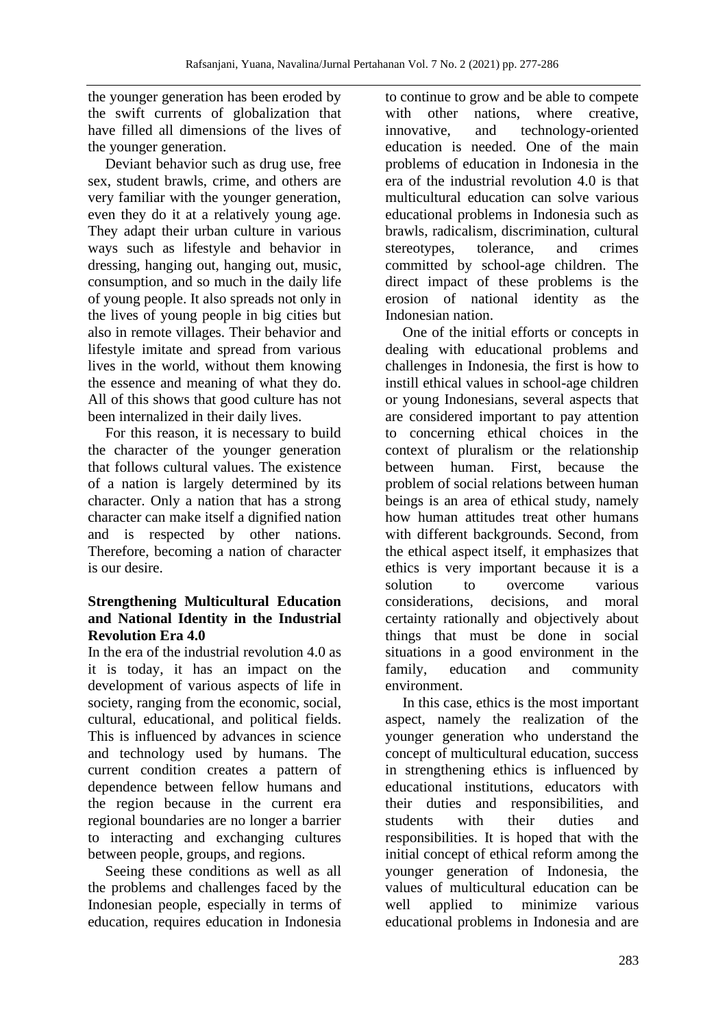the younger generation has been eroded by the swift currents of globalization that have filled all dimensions of the lives of the younger generation.

Deviant behavior such as drug use, free sex, student brawls, crime, and others are very familiar with the younger generation, even they do it at a relatively young age. They adapt their urban culture in various ways such as lifestyle and behavior in dressing, hanging out, hanging out, music, consumption, and so much in the daily life of young people. It also spreads not only in the lives of young people in big cities but also in remote villages. Their behavior and lifestyle imitate and spread from various lives in the world, without them knowing the essence and meaning of what they do. All of this shows that good culture has not been internalized in their daily lives.

For this reason, it is necessary to build the character of the younger generation that follows cultural values. The existence of a nation is largely determined by its character. Only a nation that has a strong character can make itself a dignified nation and is respected by other nations. Therefore, becoming a nation of character is our desire.

**Strengthening Multicultural Education and National Identity in the Industrial Revolution Era 4.0**

In the era of the industrial revolution 4.0 as it is today, it has an impact on the development of various aspects of life in society, ranging from the economic, social, cultural, educational, and political fields. This is influenced by advances in science and technology used by humans. The current condition creates a pattern of dependence between fellow humans and the region because in the current era regional boundaries are no longer a barrier to interacting and exchanging cultures between people, groups, and regions.

Seeing these conditions as well as all the problems and challenges faced by the Indonesian people, especially in terms of education, requires education in Indonesia to continue to grow and be able to compete with other nations, where creative, innovative, and technology-oriented education is needed. One of the main problems of education in Indonesia in the era of the industrial revolution 4.0 is that multicultural education can solve various educational problems in Indonesia such as brawls, radicalism, discrimination, cultural stereotypes, tolerance, and crimes committed by school-age children. The direct impact of these problems is the erosion of national identity as the Indonesian nation.

One of the initial efforts or concepts in dealing with educational problems and challenges in Indonesia, the first is how to instill ethical values in school-age children or young Indonesians, several aspects that are considered important to pay attention to concerning ethical choices in the context of pluralism or the relationship between human. First, because the problem of social relations between human beings is an area of ethical study, namely how human attitudes treat other humans with different backgrounds. Second, from the ethical aspect itself, it emphasizes that ethics is very important because it is a solution to overcome various considerations, decisions, and moral certainty rationally and objectively about things that must be done in social situations in a good environment in the family, education and community environment.

In this case, ethics is the most important aspect, namely the realization of the younger generation who understand the concept of multicultural education, success in strengthening ethics is influenced by educational institutions, educators with their duties and responsibilities, and students with their duties and responsibilities. It is hoped that with the initial concept of ethical reform among the younger generation of Indonesia, the values of multicultural education can be well applied to minimize various educational problems in Indonesia and are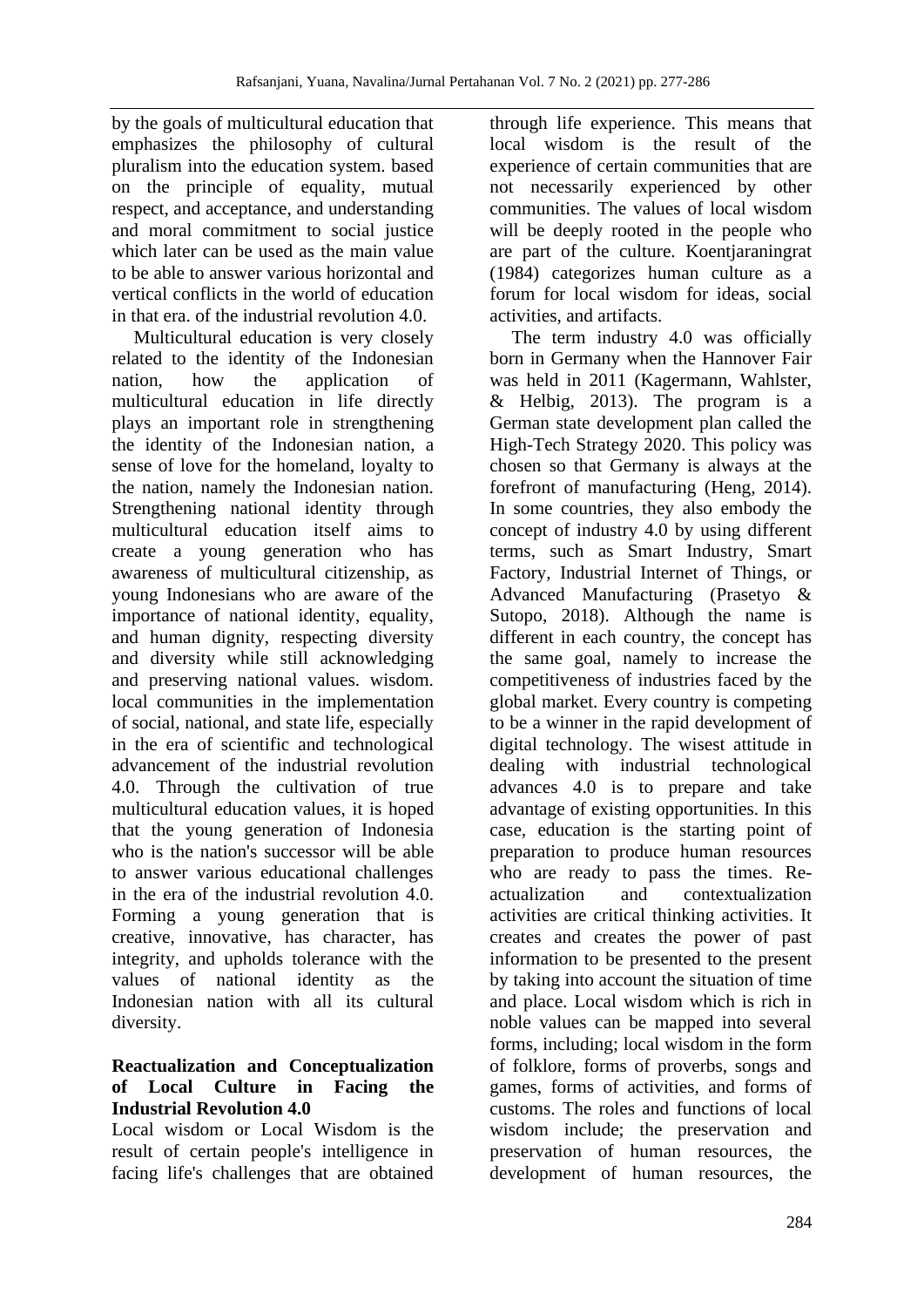by the goals of multicultural education that emphasizes the philosophy of cultural pluralism into the education system. based on the principle of equality, mutual respect, and acceptance, and understanding and moral commitment to social justice which later can be used as the main value to be able to answer various horizontal and vertical conflicts in the world of education in that era. of the industrial revolution 4.0.

Multicultural education is very closely related to the identity of the Indonesian nation, how the application of multicultural education in life directly plays an important role in strengthening the identity of the Indonesian nation, a sense of love for the homeland, loyalty to the nation, namely the Indonesian nation. Strengthening national identity through multicultural education itself aims to create a young generation who has awareness of multicultural citizenship, as young Indonesians who are aware of the importance of national identity, equality, and human dignity, respecting diversity and diversity while still acknowledging and preserving national values. wisdom. local communities in the implementation of social, national, and state life, especially in the era of scientific and technological advancement of the industrial revolution 4.0. Through the cultivation of true multicultural education values, it is hoped that the young generation of Indonesia who is the nation's successor will be able to answer various educational challenges in the era of the industrial revolution 4.0. Forming a young generation that is creative, innovative, has character, has integrity, and upholds tolerance with the values of national identity as the Indonesian nation with all its cultural diversity.

**Reactualization and Conceptualization of Local Culture in Facing the Industrial Revolution 4.0**

Local wisdom or Local Wisdom is the result of certain people's intelligence in facing life's challenges that are obtained through life experience. This means that local wisdom is the result of the experience of certain communities that are not necessarily experienced by other communities. The values of local wisdom will be deeply rooted in the people who are part of the culture. Koentjaraningrat (1984) categorizes human culture as a forum for local wisdom for ideas, social activities, and artifacts.

The term industry 4.0 was officially born in Germany when the Hannover Fair was held in 2011 (Kagermann, Wahlster, & Helbig, 2013). The program is a German state development plan called the High-Tech Strategy 2020. This policy was chosen so that Germany is always at the forefront of manufacturing (Heng, 2014). In some countries, they also embody the concept of industry 4.0 by using different terms, such as Smart Industry, Smart Factory, Industrial Internet of Things, or Advanced Manufacturing (Prasetyo & Sutopo, 2018). Although the name is different in each country, the concept has the same goal, namely to increase the competitiveness of industries faced by the global market. Every country is competing to be a winner in the rapid development of digital technology. The wisest attitude in dealing with industrial technological advances 4.0 is to prepare and take advantage of existing opportunities. In this case, education is the starting point of preparation to produce human resources who are ready to pass the times. Re-actualization and contextualization activities are critical thinking activities. It creates and creates the power of past information to be presented to the present by taking into account the situation of time and place. Local wisdom which is rich in noble values can be mapped into several forms, including; local wisdom in the form of folklore, forms of proverbs, songs and games, forms of activities, and forms of customs. The roles and functions of local wisdom include; the preservation and preservation of human resources, the development of human resources, the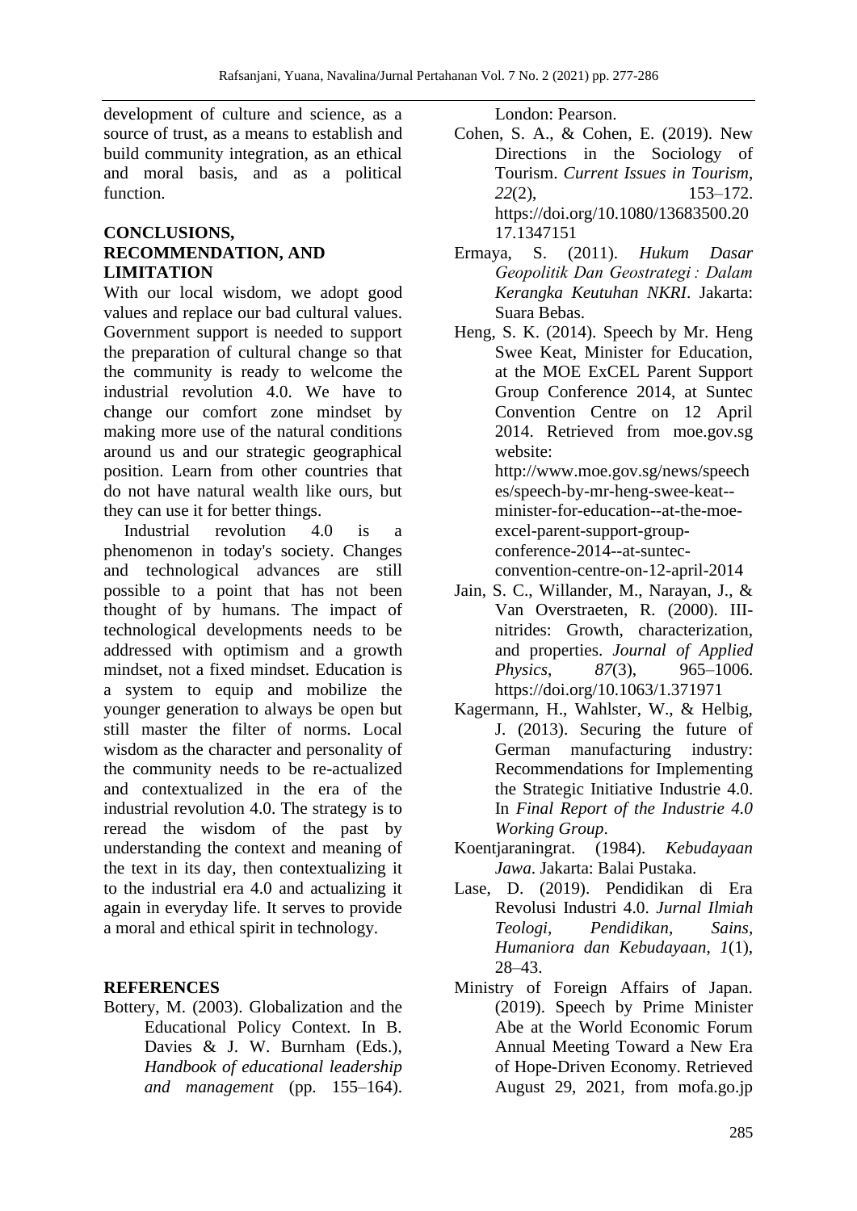development of culture and science, as a source of trust, as a means to establish and build community integration, as an ethical and moral basis, and as a political function.

## CONCLUSIONS, RECOMMENDATION, AND LIMITATION

With our local wisdom, we adopt good values and replace our bad cultural values. Government support is needed to support the preparation of cultural change so that the community is ready to welcome the industrial revolution 4.0. We have to change our comfort zone mindset by making more use of the natural conditions around us and our strategic geographical position. Learn from other countries that do not have natural wealth like ours, but they can use it for better things.

Industrial revolution 4.0 is a phenomenon in today's society. Changes and technological advances are still possible to a point that has not been thought of by humans. The impact of technological developments needs to be addressed with optimism and a growth mindset, not a fixed mindset. Education is a system to equip and mobilize the younger generation to always be open but still master the filter of norms. Local wisdom as the character and personality of the community needs to be re-actualized and contextualized in the era of the industrial revolution 4.0. The strategy is to reread the wisdom of the past by understanding the context and meaning of the text in its day, then contextualizing it to the industrial era 4.0 and actualizing it again in everyday life. It serves to provide a moral and ethical spirit in technology.

## REFERENCES

Bottery, M. (2003). Globalization and the Educational Policy Context. In B. Davies & J. W. Burnham (Eds.), *Handbook of educational leadership and management* (pp. 155–164). London: Pearson.

Cohen, S. A., & Cohen, E. (2019). New Directions in the Sociology of Tourism. *Current Issues in Tourism*, *22*(2), 153–172. https://doi.org/10.1080/13683500.2017.1347151

Ermaya, S. (2011). *Hukum Dasar Geopolitik Dan Geostrategi : Dalam Kerangka Keutuhan NKRI*. Jakarta: Suara Bebas.

Heng, S. K. (2014). Speech by Mr. Heng Swee Keat, Minister for Education, at the MOE ExCEL Parent Support Group Conference 2014, at Suntec Convention Centre on 12 April 2014. Retrieved from moe.gov.sg website: http://www.moe.gov.sg/news/speeches/speech-by-mr-heng-swee-keat--minister-for-education--at-the-moe-excel-parent-support-group-conference-2014--at-suntec-convention-centre-on-12-april-2014

Jain, S. C., Willander, M., Narayan, J., & Van Overstraeten, R. (2000). III-nitrides: Growth, characterization, and properties. *Journal of Applied Physics*, *87*(3), 965–1006. https://doi.org/10.1063/1.371971

Kagermann, H., Wahlster, W., & Helbig, J. (2013). Securing the future of German manufacturing industry: Recommendations for Implementing the Strategic Initiative Industrie 4.0. In *Final Report of the Industrie 4.0 Working Group*.

Koentjaraningrat. (1984). *Kebudayaan Jawa*. Jakarta: Balai Pustaka.

Lase, D. (2019). Pendidikan di Era Revolusi Industri 4.0. *Jurnal Ilmiah Teologi, Pendidikan, Sains, Humaniora dan Kebudayaan*, *1*(1), 28–43.

Ministry of Foreign Affairs of Japan. (2019). Speech by Prime Minister Abe at the World Economic Forum Annual Meeting Toward a New Era of Hope-Driven Economy. Retrieved August 29, 2021, from mofa.go.jp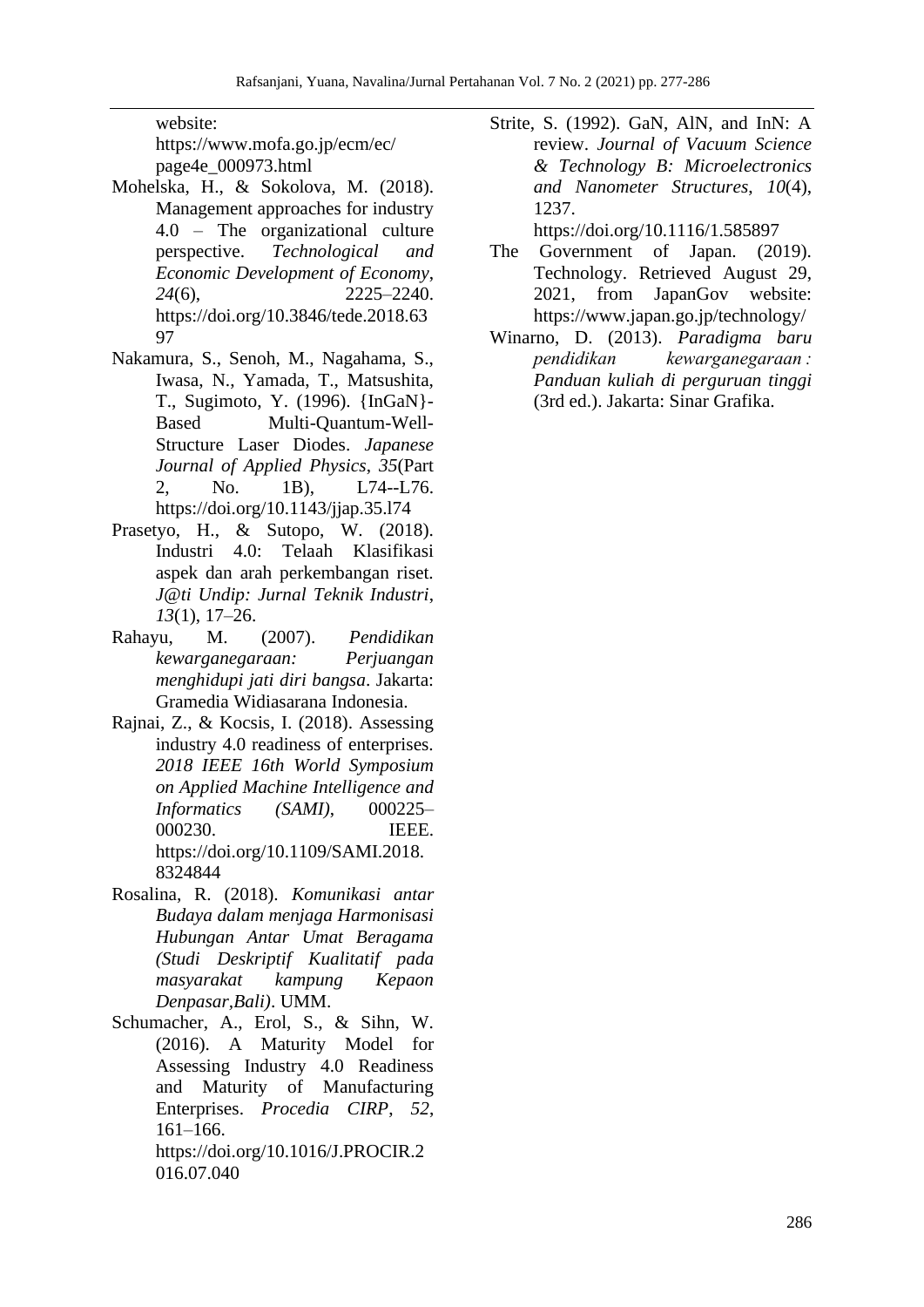website: https://www.mofa.go.jp/ecm/ec/page4e_000973.html

Mohelska, H., & Sokolova, M. (2018). Management approaches for industry 4.0 – The organizational culture perspective. *Technological and Economic Development of Economy*, *24*(6), 2225–2240. https://doi.org/10.3846/tede.2018.6397

Nakamura, S., Senoh, M., Nagahama, S., Iwasa, N., Yamada, T., Matsushita, T., Sugimoto, Y. (1996). {InGaN}-Based Multi-Quantum-Well-Structure Laser Diodes. *Japanese Journal of Applied Physics*, *35*(Part 2, No. 1B), L74--L76. https://doi.org/10.1143/jjap.35.l74

Prasetyo, H., & Sutopo, W. (2018). Industri 4.0: Telaah Klasifikasi aspek dan arah perkembangan riset. *J@ti Undip: Jurnal Teknik Industri*, *13*(1), 17–26.

Rahayu, M. (2007). *Pendidikan kewarganegaraan: Perjuangan menghidupi jati diri bangsa*. Jakarta: Gramedia Widiasarana Indonesia.

Rajnai, Z., & Kocsis, I. (2018). Assessing industry 4.0 readiness of enterprises. *2018 IEEE 16th World Symposium on Applied Machine Intelligence and Informatics (SAMI)*, 000225–000230. IEEE. https://doi.org/10.1109/SAMI.2018.8324844

Rosalina, R. (2018). *Komunikasi antar Budaya dalam menjaga Harmonisasi Hubungan Antar Umat Beragama (Studi Deskriptif Kualitatif pada masyarakat kampung Kepaon Denpasar,Bali)*. UMM.

Schumacher, A., Erol, S., & Sihn, W. (2016). A Maturity Model for Assessing Industry 4.0 Readiness and Maturity of Manufacturing Enterprises. *Procedia CIRP*, *52*, 161–166. https://doi.org/10.1016/J.PROCIR.2016.07.040

Strite, S. (1992). GaN, AlN, and InN: A review. *Journal of Vacuum Science & Technology B: Microelectronics and Nanometer Structures*, *10*(4), 1237. https://doi.org/10.1116/1.585897

The Government of Japan. (2019). Technology. Retrieved August 29, 2021, from JapanGov website: https://www.japan.go.jp/technology/

Winarno, D. (2013). *Paradigma baru pendidikan kewarganegaraan : Panduan kuliah di perguruan tinggi* (3rd ed.). Jakarta: Sinar Grafika.